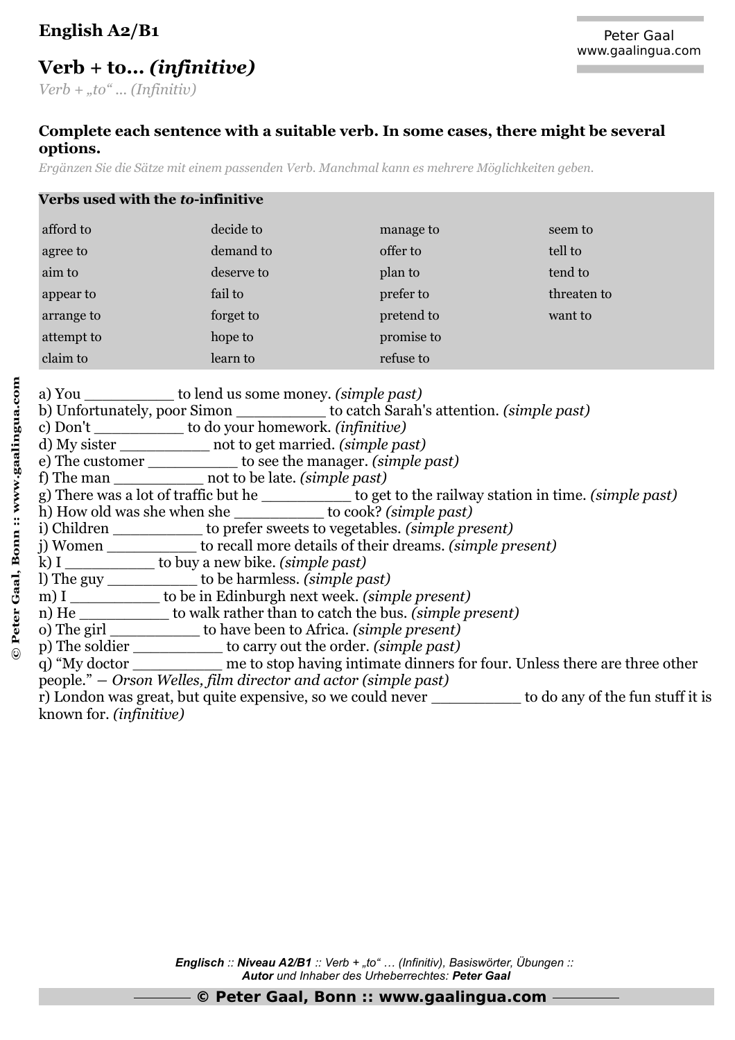**English A2/B1**

Peter Gaal
www.gaalingua.com

# Verb + to… *(infinitive)*

*Verb + „to" … (Infinitiv)*

**Complete each sentence with a suitable verb. In some cases, there might be several options.**

*Ergänzen Sie die Sätze mit einem passenden Verb. Manchmal kann es mehrere Möglichkeiten geben.*

| **Verbs used with the *to*-infinitive** | | | |
|---|---|---|---|
| afford to | decide to | manage to | seem to |
| agree to | demand to | offer to | tell to |
| aim to | deserve to | plan to | tend to |
| appear to | fail to | prefer to | threaten to |
| arrange to | forget to | pretend to | want to |
| attempt to | hope to | promise to | |
| claim to | learn to | refuse to | |

a) You __________ to lend us some money. *(simple past)*
b) Unfortunately, poor Simon __________ to catch Sarah's attention. *(simple past)*
c) Don't __________ to do your homework. *(infinitive)*
d) My sister __________ not to get married. *(simple past)*
e) The customer __________ to see the manager. *(simple past)*
f) The man __________ not to be late. *(simple past)*
g) There was a lot of traffic but he __________ to get to the railway station in time. *(simple past)*
h) How old was she when she __________ to cook? *(simple past)*
i) Children __________ to prefer sweets to vegetables. *(simple present)*
j) Women __________ to recall more details of their dreams. *(simple present)*
k) I __________ to buy a new bike. *(simple past)*
l) The guy __________ to be harmless. *(simple past)*
m) I __________ to be in Edinburgh next week. *(simple present)*
n) He __________ to walk rather than to catch the bus. *(simple present)*
o) The girl __________ to have been to Africa. *(simple present)*
p) The soldier __________ to carry out the order. *(simple past)*
q) "My doctor __________ me to stop having intimate dinners for four. Unless there are three other people." – *Orson Welles, film director and actor (simple past)*
r) London was great, but quite expensive, so we could never __________ to do any of the fun stuff it is known for. *(infinitive)*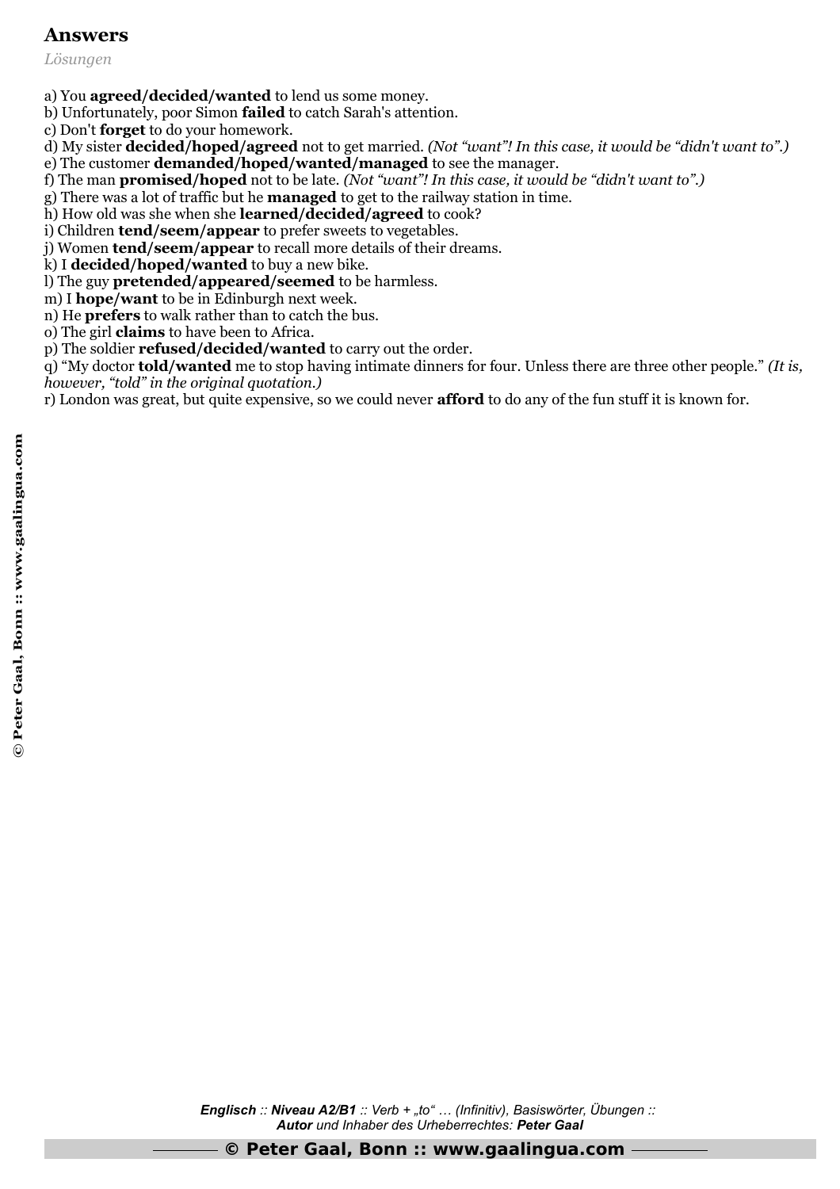## Answers

*Lösungen*

a) You **agreed/decided/wanted** to lend us some money.
b) Unfortunately, poor Simon **failed** to catch Sarah's attention.
c) Don't **forget** to do your homework.
d) My sister **decided/hoped/agreed** not to get married. *(Not "want"! In this case, it would be "didn't want to".)*
e) The customer **demanded/hoped/wanted/managed** to see the manager.
f) The man **promised/hoped** not to be late. *(Not "want"! In this case, it would be "didn't want to".)*
g) There was a lot of traffic but he **managed** to get to the railway station in time.
h) How old was she when she **learned/decided/agreed** to cook?
i) Children **tend/seem/appear** to prefer sweets to vegetables.
j) Women **tend/seem/appear** to recall more details of their dreams.
k) I **decided/hoped/wanted** to buy a new bike.
l) The guy **pretended/appeared/seemed** to be harmless.
m) I **hope/want** to be in Edinburgh next week.
n) He **prefers** to walk rather than to catch the bus.
o) The girl **claims** to have been to Africa.
p) The soldier **refused/decided/wanted** to carry out the order.
q) "My doctor **told/wanted** me to stop having intimate dinners for four. Unless there are three other people." *(It is, however, "told" in the original quotation.)*
r) London was great, but quite expensive, so we could never **afford** to do any of the fun stuff it is known for.

***Englisch*** *:: **Niveau A2/B1** :: Verb + „to" … (Infinitiv), Basiswörter, Übungen ::*
***Autor*** *und Inhaber des Urheberrechtes: **Peter Gaal***